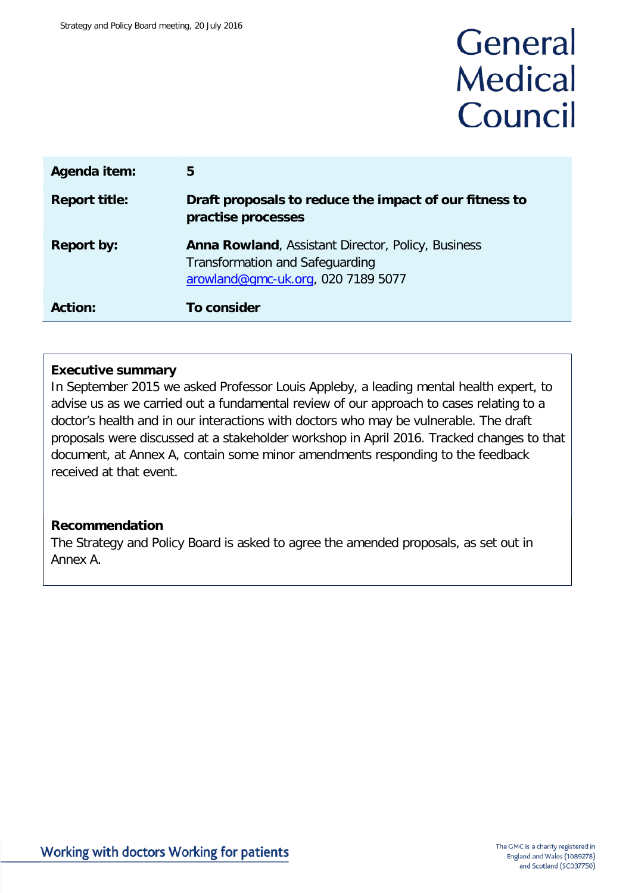# General Medical Council

| | |
|---|---|
| **Agenda item:** | **5** |
| **Report title:** | **Draft proposals to reduce the impact of our fitness to practise processes** |
| **Report by:** | **Anna Rowland**, Assistant Director, Policy, Business Transformation and Safeguarding<br>arowland@gmc-uk.org, 020 7189 5077 |
| **Action:** | **To consider** |

**Executive summary**

In September 2015 we asked Professor Louis Appleby, a leading mental health expert, to advise us as we carried out a fundamental review of our approach to cases relating to a doctor's health and in our interactions with doctors who may be vulnerable. The draft proposals were discussed at a stakeholder workshop in April 2016. Tracked changes to that document, at Annex A, contain some minor amendments responding to the feedback received at that event.

**Recommendation**

The Strategy and Policy Board is asked to agree the amended proposals, as set out in Annex A.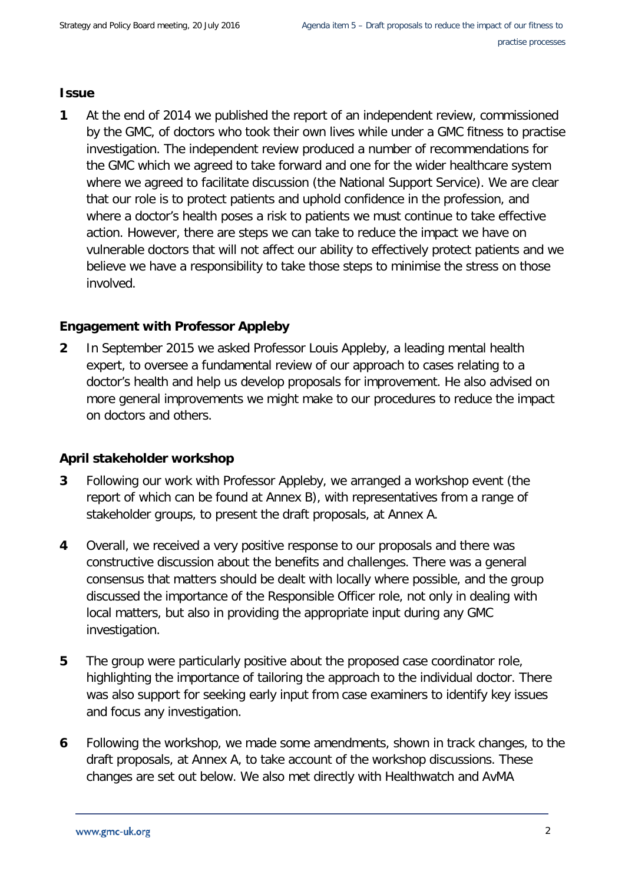**Issue**

**1** At the end of 2014 we published the report of an independent review, commissioned by the GMC, of doctors who took their own lives while under a GMC fitness to practise investigation. The independent review produced a number of recommendations for the GMC which we agreed to take forward and one for the wider healthcare system where we agreed to facilitate discussion (the National Support Service). We are clear that our role is to protect patients and uphold confidence in the profession, and where a doctor's health poses a risk to patients we must continue to take effective action. However, there are steps we can take to reduce the impact we have on vulnerable doctors that will not affect our ability to effectively protect patients and we believe we have a responsibility to take those steps to minimise the stress on those involved.

**Engagement with Professor Appleby**

**2** In September 2015 we asked Professor Louis Appleby, a leading mental health expert, to oversee a fundamental review of our approach to cases relating to a doctor's health and help us develop proposals for improvement. He also advised on more general improvements we might make to our procedures to reduce the impact on doctors and others.

**April stakeholder workshop**

**3** Following our work with Professor Appleby, we arranged a workshop event (the report of which can be found at Annex B), with representatives from a range of stakeholder groups, to present the draft proposals, at Annex A.

**4** Overall, we received a very positive response to our proposals and there was constructive discussion about the benefits and challenges. There was a general consensus that matters should be dealt with locally where possible, and the group discussed the importance of the Responsible Officer role, not only in dealing with local matters, but also in providing the appropriate input during any GMC investigation.

**5** The group were particularly positive about the proposed case coordinator role, highlighting the importance of tailoring the approach to the individual doctor. There was also support for seeking early input from case examiners to identify key issues and focus any investigation.

**6** Following the workshop, we made some amendments, shown in track changes, to the draft proposals, at Annex A, to take account of the workshop discussions. These changes are set out below. We also met directly with Healthwatch and AvMA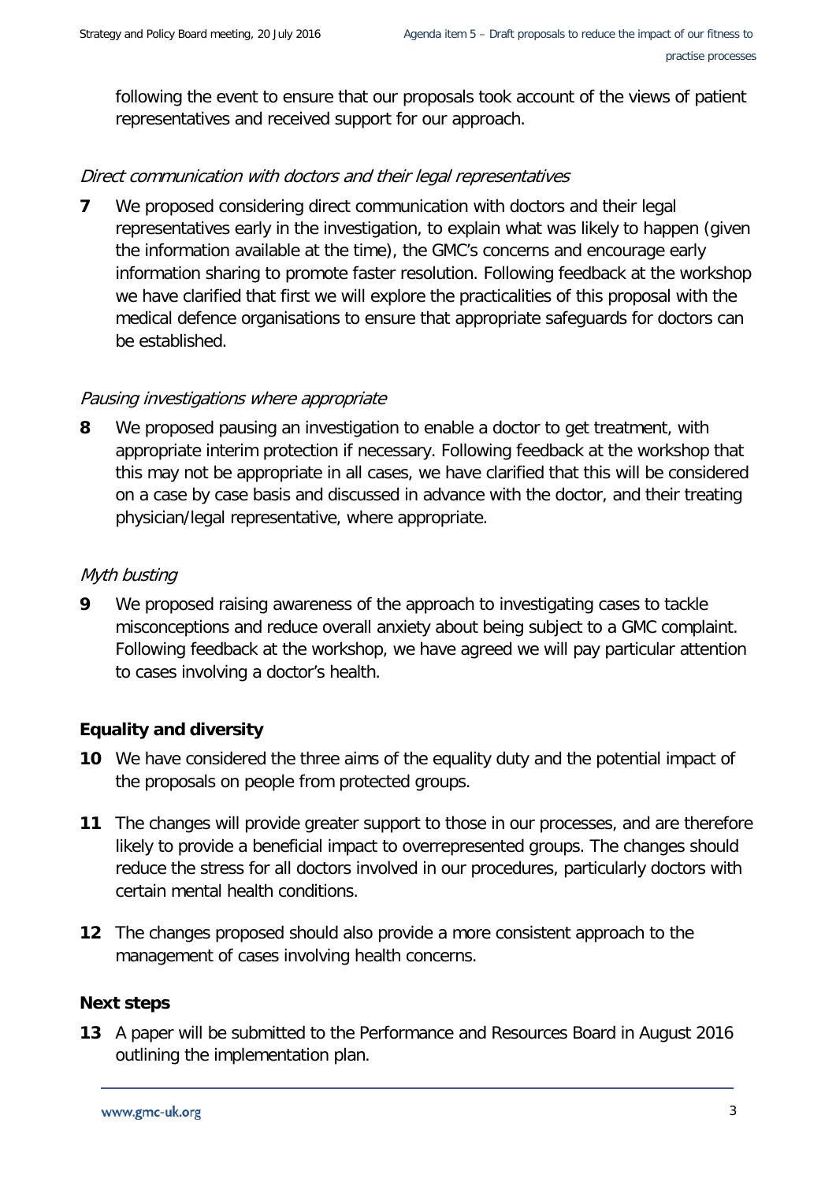following the event to ensure that our proposals took account of the views of patient representatives and received support for our approach.

*Direct communication with doctors and their legal representatives*

**7** We proposed considering direct communication with doctors and their legal representatives early in the investigation, to explain what was likely to happen (given the information available at the time), the GMC's concerns and encourage early information sharing to promote faster resolution. Following feedback at the workshop we have clarified that first we will explore the practicalities of this proposal with the medical defence organisations to ensure that appropriate safeguards for doctors can be established.

*Pausing investigations where appropriate*

**8** We proposed pausing an investigation to enable a doctor to get treatment, with appropriate interim protection if necessary. Following feedback at the workshop that this may not be appropriate in all cases, we have clarified that this will be considered on a case by case basis and discussed in advance with the doctor, and their treating physician/legal representative, where appropriate.

*Myth busting*

**9** We proposed raising awareness of the approach to investigating cases to tackle misconceptions and reduce overall anxiety about being subject to a GMC complaint. Following feedback at the workshop, we have agreed we will pay particular attention to cases involving a doctor's health.

**Equality and diversity**

**10** We have considered the three aims of the equality duty and the potential impact of the proposals on people from protected groups.

**11** The changes will provide greater support to those in our processes, and are therefore likely to provide a beneficial impact to overrepresented groups. The changes should reduce the stress for all doctors involved in our procedures, particularly doctors with certain mental health conditions.

**12** The changes proposed should also provide a more consistent approach to the management of cases involving health concerns.

**Next steps**

**13** A paper will be submitted to the Performance and Resources Board in August 2016 outlining the implementation plan.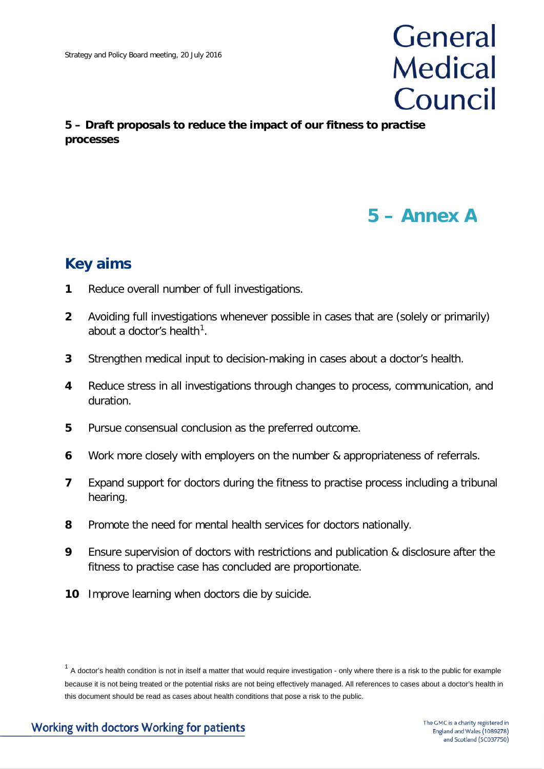**5 – Draft proposals to reduce the impact of our fitness to practise processes**

# 5 – Annex A

## Key aims

1. Reduce overall number of full investigations.
2. Avoiding full investigations whenever possible in cases that are (solely or primarily) about a doctor's health[1].
3. Strengthen medical input to decision-making in cases about a doctor's health.
4. Reduce stress in all investigations through changes to process, communication, and duration.
5. Pursue consensual conclusion as the preferred outcome.
6. Work more closely with employers on the number & appropriateness of referrals.
7. Expand support for doctors during the fitness to practise process including a tribunal hearing.
8. Promote the need for mental health services for doctors nationally.
9. Ensure supervision of doctors with restrictions and publication & disclosure after the fitness to practise case has concluded are proportionate.
10. Improve learning when doctors die by suicide.

[1] A doctor's health condition is not in itself a matter that would require investigation - only where there is a risk to the public for example because it is not being treated or the potential risks are not being effectively managed. All references to cases about a doctor's health in this document should be read as cases about health conditions that pose a risk to the public.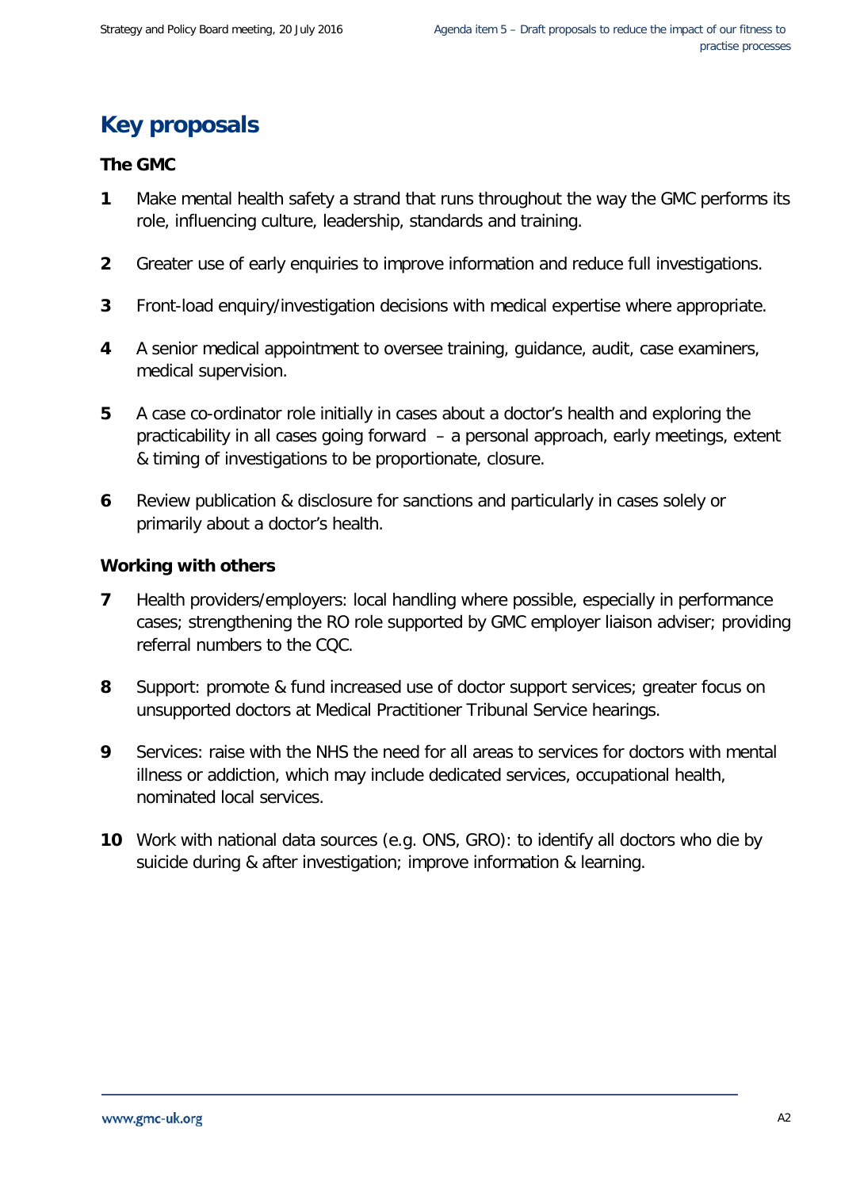# Key proposals

**The GMC**

1. Make mental health safety a strand that runs throughout the way the GMC performs its role, influencing culture, leadership, standards and training.

2. Greater use of early enquiries to improve information and reduce full investigations.

3. Front-load enquiry/investigation decisions with medical expertise where appropriate.

4. A senior medical appointment to oversee training, guidance, audit, case examiners, medical supervision.

5. A case co-ordinator role initially in cases about a doctor's health and exploring the practicability in all cases going forward – a personal approach, early meetings, extent & timing of investigations to be proportionate, closure.

6. Review publication & disclosure for sanctions and particularly in cases solely or primarily about a doctor's health.

**Working with others**

7. Health providers/employers: local handling where possible, especially in performance cases; strengthening the RO role supported by GMC employer liaison adviser; providing referral numbers to the CQC.

8. Support: promote & fund increased use of doctor support services; greater focus on unsupported doctors at Medical Practitioner Tribunal Service hearings.

9. Services: raise with the NHS the need for all areas to services for doctors with mental illness or addiction, which may include dedicated services, occupational health, nominated local services.

10. Work with national data sources (e.g. ONS, GRO): to identify all doctors who die by suicide during & after investigation; improve information & learning.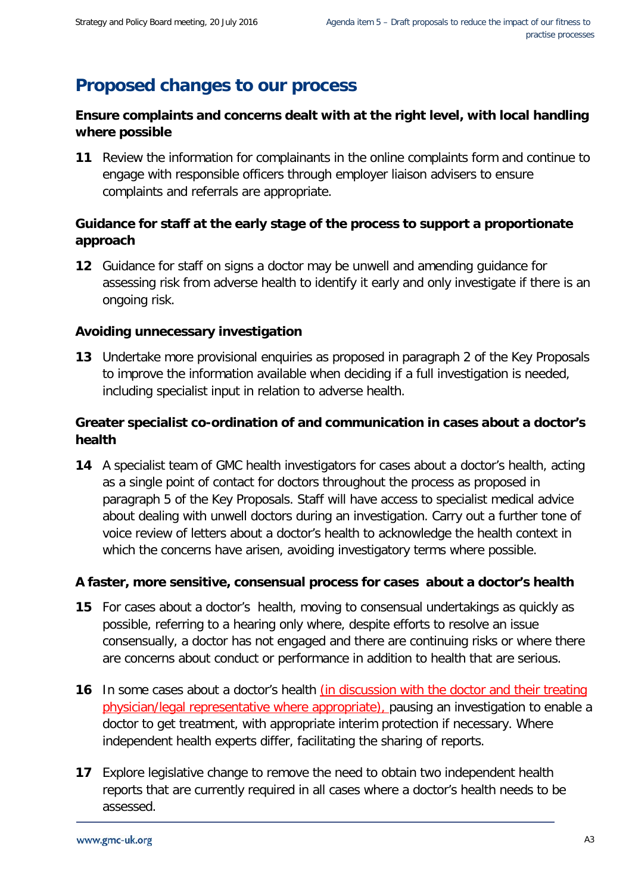## Proposed changes to our process

**Ensure complaints and concerns dealt with at the right level, with local handling where possible**

**11** Review the information for complainants in the online complaints form and continue to engage with responsible officers through employer liaison advisers to ensure complaints and referrals are appropriate.

**Guidance for staff at the early stage of the process to support a proportionate approach**

**12** Guidance for staff on signs a doctor may be unwell and amending guidance for assessing risk from adverse health to identify it early and only investigate if there is an ongoing risk.

**Avoiding unnecessary investigation**

**13** Undertake more provisional enquiries as proposed in paragraph 2 of the Key Proposals to improve the information available when deciding if a full investigation is needed, including specialist input in relation to adverse health.

**Greater specialist co-ordination of and communication in cases about a doctor's health**

**14** A specialist team of GMC health investigators for cases about a doctor's health, acting as a single point of contact for doctors throughout the process as proposed in paragraph 5 of the Key Proposals. Staff will have access to specialist medical advice about dealing with unwell doctors during an investigation. Carry out a further tone of voice review of letters about a doctor's health to acknowledge the health context in which the concerns have arisen, avoiding investigatory terms where possible.

**A faster, more sensitive, consensual process for cases about a doctor's health**

**15** For cases about a doctor's health, moving to consensual undertakings as quickly as possible, referring to a hearing only where, despite efforts to resolve an issue consensually, a doctor has not engaged and there are continuing risks or where there are concerns about conduct or performance in addition to health that are serious.

**16** In some cases about a doctor's health (in discussion with the doctor and their treating physician/legal representative where appropriate), pausing an investigation to enable a doctor to get treatment, with appropriate interim protection if necessary. Where independent health experts differ, facilitating the sharing of reports.

**17** Explore legislative change to remove the need to obtain two independent health reports that are currently required in all cases where a doctor's health needs to be assessed.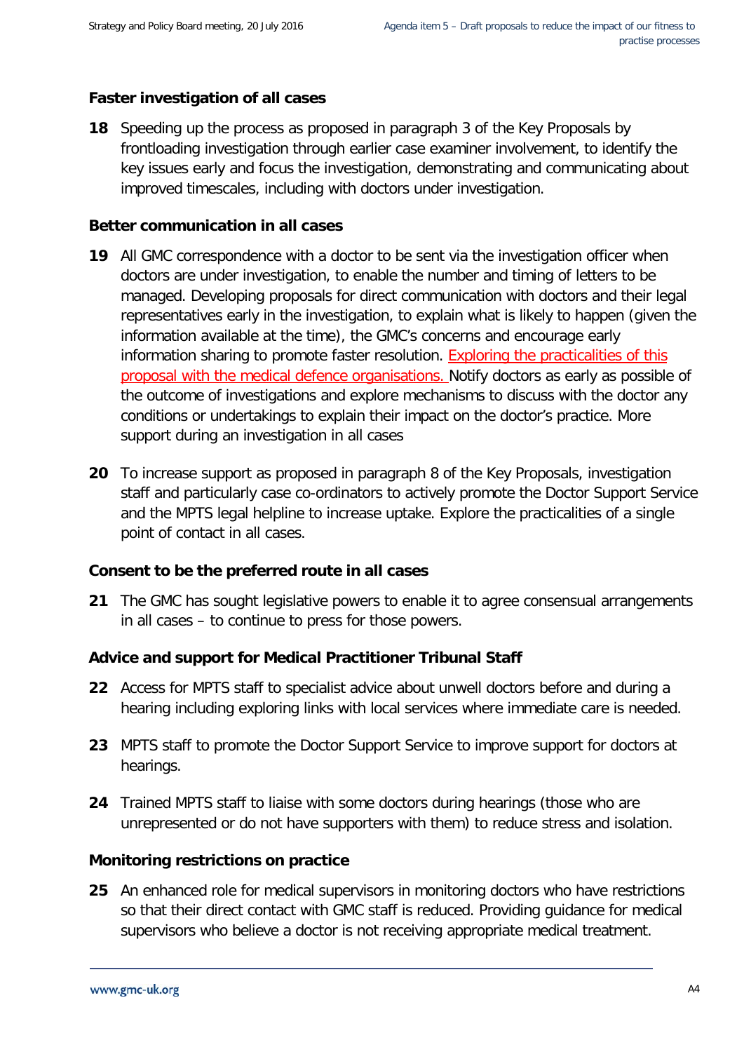**Faster investigation of all cases**

**18** Speeding up the process as proposed in paragraph 3 of the Key Proposals by frontloading investigation through earlier case examiner involvement, to identify the key issues early and focus the investigation, demonstrating and communicating about improved timescales, including with doctors under investigation.

**Better communication in all cases**

**19** All GMC correspondence with a doctor to be sent via the investigation officer when doctors are under investigation, to enable the number and timing of letters to be managed. Developing proposals for direct communication with doctors and their legal representatives early in the investigation, to explain what is likely to happen (given the information available at the time), the GMC's concerns and encourage early information sharing to promote faster resolution. Exploring the practicalities of this proposal with the medical defence organisations. Notify doctors as early as possible of the outcome of investigations and explore mechanisms to discuss with the doctor any conditions or undertakings to explain their impact on the doctor's practice. More support during an investigation in all cases

**20** To increase support as proposed in paragraph 8 of the Key Proposals, investigation staff and particularly case co-ordinators to actively promote the Doctor Support Service and the MPTS legal helpline to increase uptake. Explore the practicalities of a single point of contact in all cases.

**Consent to be the preferred route in all cases**

**21** The GMC has sought legislative powers to enable it to agree consensual arrangements in all cases – to continue to press for those powers.

**Advice and support for Medical Practitioner Tribunal Staff**

**22** Access for MPTS staff to specialist advice about unwell doctors before and during a hearing including exploring links with local services where immediate care is needed.

**23** MPTS staff to promote the Doctor Support Service to improve support for doctors at hearings.

**24** Trained MPTS staff to liaise with some doctors during hearings (those who are unrepresented or do not have supporters with them) to reduce stress and isolation.

**Monitoring restrictions on practice**

**25** An enhanced role for medical supervisors in monitoring doctors who have restrictions so that their direct contact with GMC staff is reduced. Providing guidance for medical supervisors who believe a doctor is not receiving appropriate medical treatment.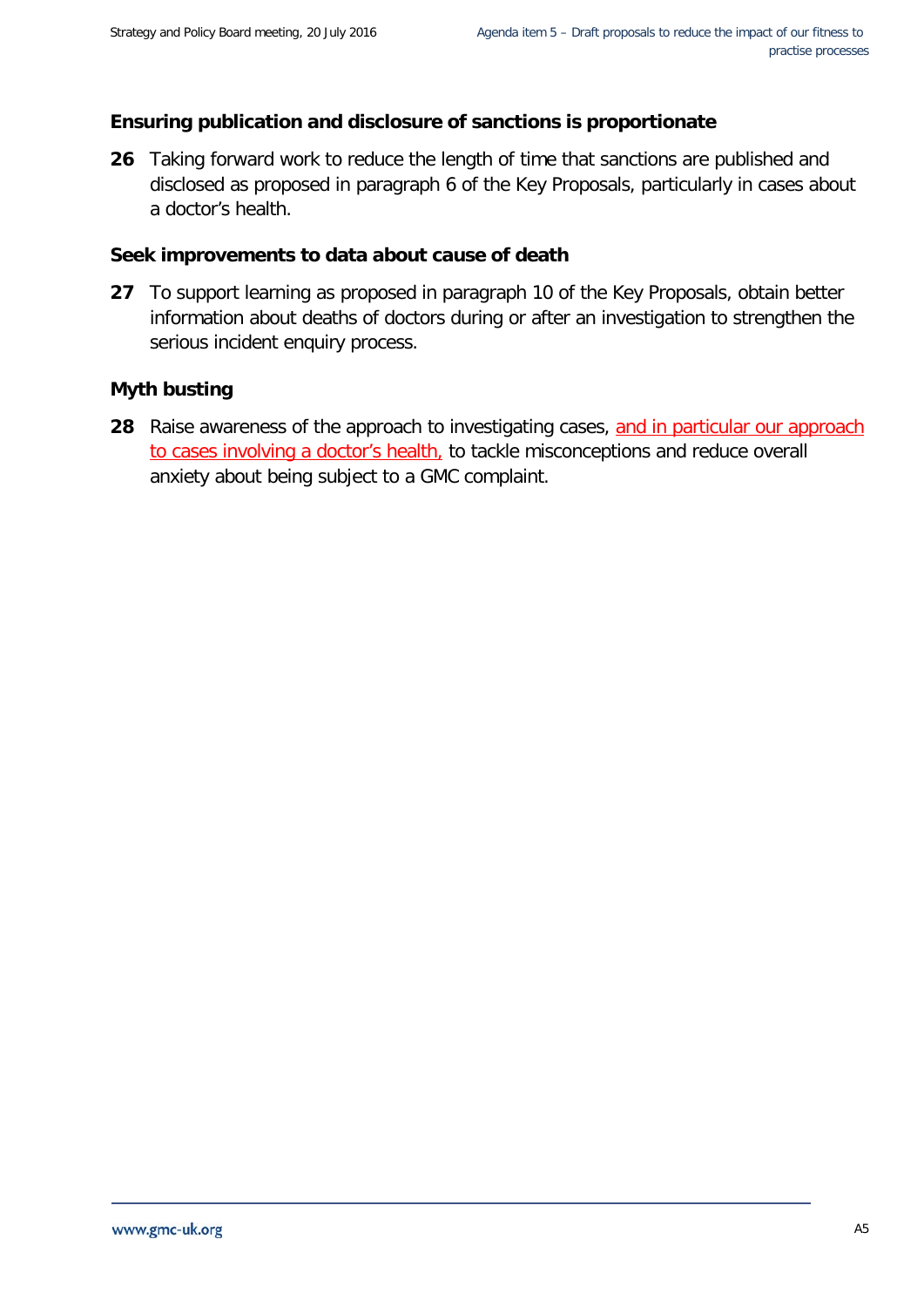**Ensuring publication and disclosure of sanctions is proportionate**

**26** Taking forward work to reduce the length of time that sanctions are published and disclosed as proposed in paragraph 6 of the Key Proposals, particularly in cases about a doctor's health.

**Seek improvements to data about cause of death**

**27** To support learning as proposed in paragraph 10 of the Key Proposals, obtain better information about deaths of doctors during or after an investigation to strengthen the serious incident enquiry process.

**Myth busting**

**28** Raise awareness of the approach to investigating cases, and in particular our approach to cases involving a doctor's health, to tackle misconceptions and reduce overall anxiety about being subject to a GMC complaint.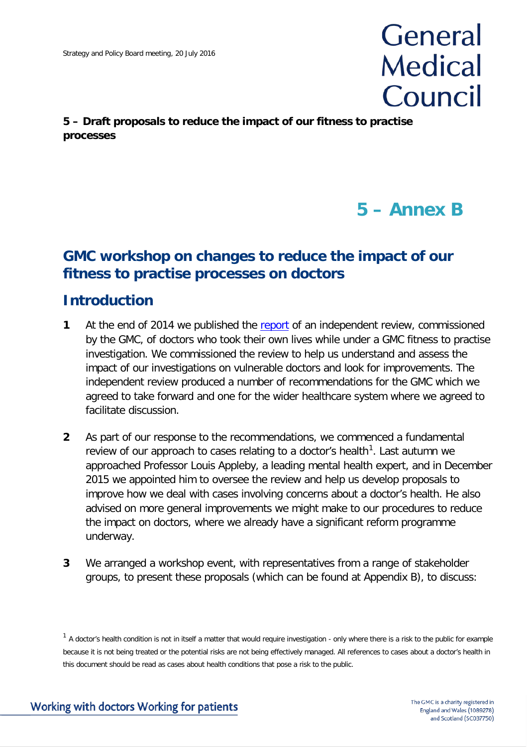Strategy and Policy Board meeting, 20 July 2016

# General Medical Council

**5 – Draft proposals to reduce the impact of our fitness to practise processes**

## 5 – Annex B

## GMC workshop on changes to reduce the impact of our fitness to practise processes on doctors

## Introduction

**1** At the end of 2014 we published the report of an independent review, commissioned by the GMC, of doctors who took their own lives while under a GMC fitness to practise investigation. We commissioned the review to help us understand and assess the impact of our investigations on vulnerable doctors and look for improvements. The independent review produced a number of recommendations for the GMC which we agreed to take forward and one for the wider healthcare system where we agreed to facilitate discussion.

**2** As part of our response to the recommendations, we commenced a fundamental review of our approach to cases relating to a doctor's health[1]. Last autumn we approached Professor Louis Appleby, a leading mental health expert, and in December 2015 we appointed him to oversee the review and help us develop proposals to improve how we deal with cases involving concerns about a doctor's health. He also advised on more general improvements we might make to our procedures to reduce the impact on doctors, where we already have a significant reform programme underway.

**3** We arranged a workshop event, with representatives from a range of stakeholder groups, to present these proposals (which can be found at Appendix B), to discuss:

[1] A doctor's health condition is not in itself a matter that would require investigation - only where there is a risk to the public for example because it is not being treated or the potential risks are not being effectively managed. All references to cases about a doctor's health in this document should be read as cases about health conditions that pose a risk to the public.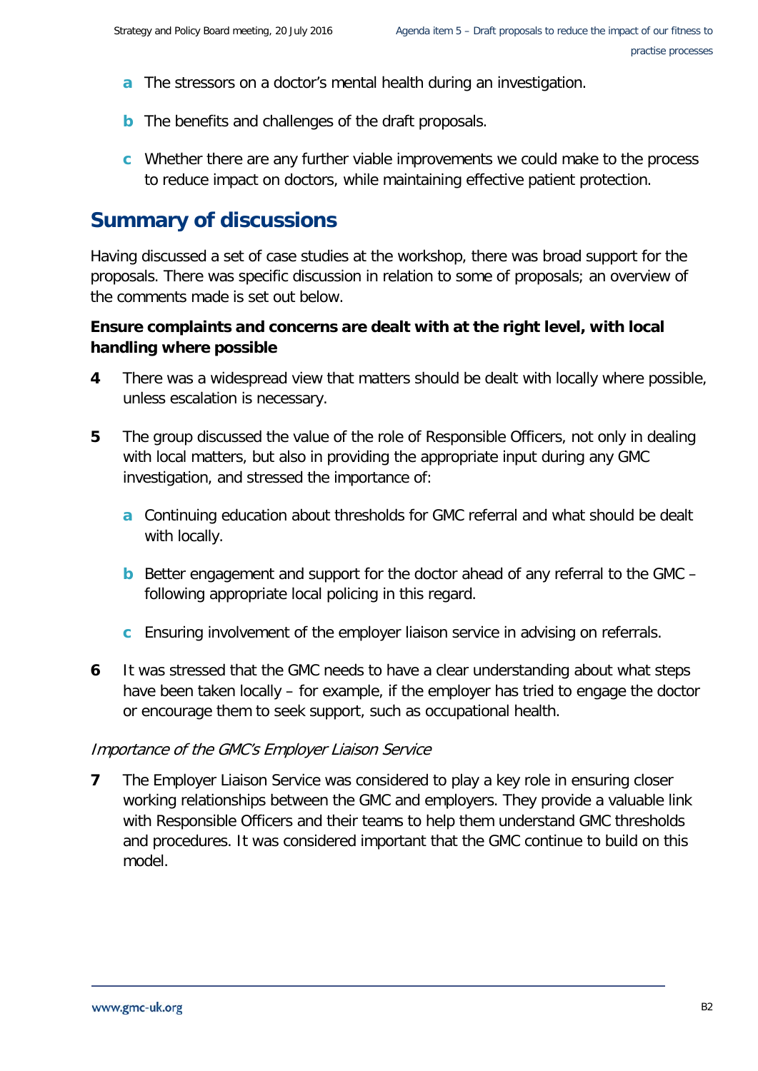- **a** The stressors on a doctor's mental health during an investigation.
- **b** The benefits and challenges of the draft proposals.
- **c** Whether there are any further viable improvements we could make to the process to reduce impact on doctors, while maintaining effective patient protection.

## Summary of discussions

Having discussed a set of case studies at the workshop, there was broad support for the proposals. There was specific discussion in relation to some of proposals; an overview of the comments made is set out below.

**Ensure complaints and concerns are dealt with at the right level, with local handling where possible**

**4** There was a widespread view that matters should be dealt with locally where possible, unless escalation is necessary.

**5** The group discussed the value of the role of Responsible Officers, not only in dealing with local matters, but also in providing the appropriate input during any GMC investigation, and stressed the importance of:

- **a** Continuing education about thresholds for GMC referral and what should be dealt with locally.
- **b** Better engagement and support for the doctor ahead of any referral to the GMC – following appropriate local policing in this regard.
- **c** Ensuring involvement of the employer liaison service in advising on referrals.

**6** It was stressed that the GMC needs to have a clear understanding about what steps have been taken locally – for example, if the employer has tried to engage the doctor or encourage them to seek support, such as occupational health.

*Importance of the GMC's Employer Liaison Service*

**7** The Employer Liaison Service was considered to play a key role in ensuring closer working relationships between the GMC and employers. They provide a valuable link with Responsible Officers and their teams to help them understand GMC thresholds and procedures. It was considered important that the GMC continue to build on this model.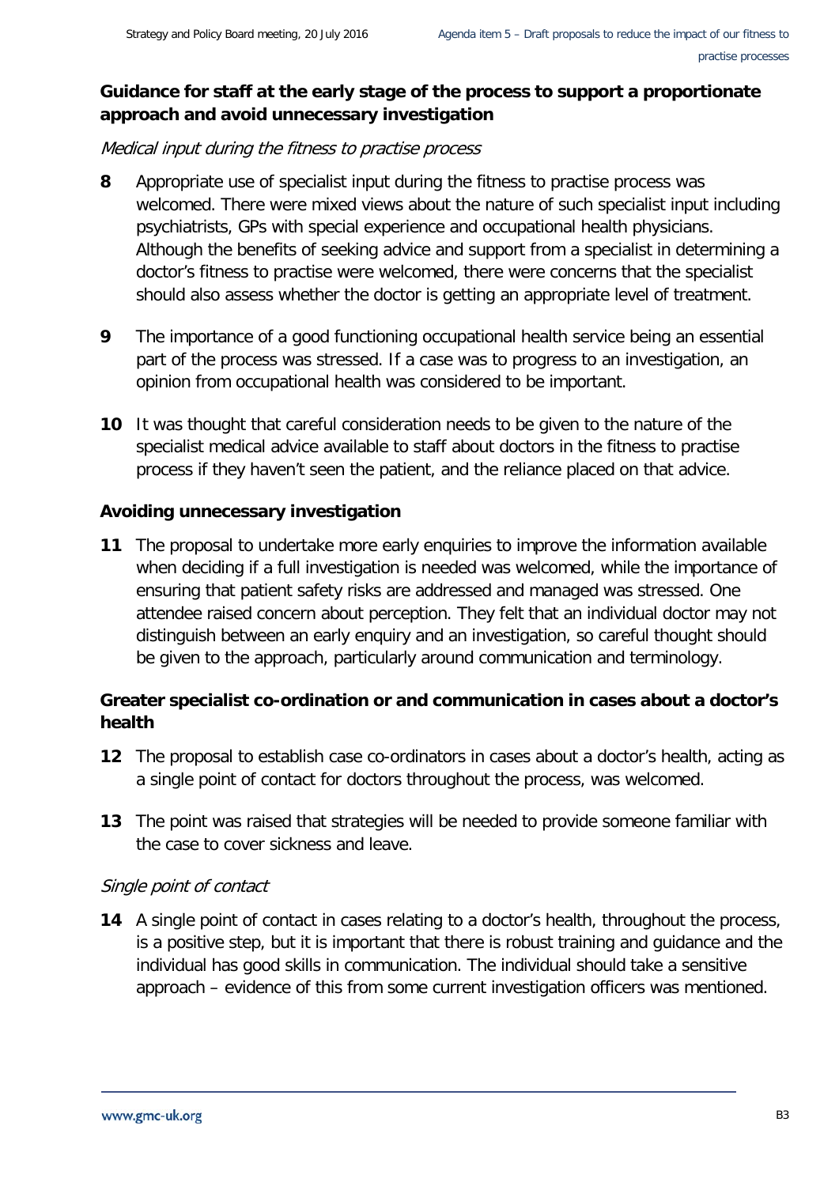### Guidance for staff at the early stage of the process to support a proportionate approach and avoid unnecessary investigation

*Medical input during the fitness to practise process*

**8** Appropriate use of specialist input during the fitness to practise process was welcomed. There were mixed views about the nature of such specialist input including psychiatrists, GPs with special experience and occupational health physicians. Although the benefits of seeking advice and support from a specialist in determining a doctor's fitness to practise were welcomed, there were concerns that the specialist should also assess whether the doctor is getting an appropriate level of treatment.

**9** The importance of a good functioning occupational health service being an essential part of the process was stressed. If a case was to progress to an investigation, an opinion from occupational health was considered to be important.

**10** It was thought that careful consideration needs to be given to the nature of the specialist medical advice available to staff about doctors in the fitness to practise process if they haven't seen the patient, and the reliance placed on that advice.

### Avoiding unnecessary investigation

**11** The proposal to undertake more early enquiries to improve the information available when deciding if a full investigation is needed was welcomed, while the importance of ensuring that patient safety risks are addressed and managed was stressed. One attendee raised concern about perception. They felt that an individual doctor may not distinguish between an early enquiry and an investigation, so careful thought should be given to the approach, particularly around communication and terminology.

### Greater specialist co-ordination or and communication in cases about a doctor's health

**12** The proposal to establish case co-ordinators in cases about a doctor's health, acting as a single point of contact for doctors throughout the process, was welcomed.

**13** The point was raised that strategies will be needed to provide someone familiar with the case to cover sickness and leave.

*Single point of contact*

**14** A single point of contact in cases relating to a doctor's health, throughout the process, is a positive step, but it is important that there is robust training and guidance and the individual has good skills in communication. The individual should take a sensitive approach – evidence of this from some current investigation officers was mentioned.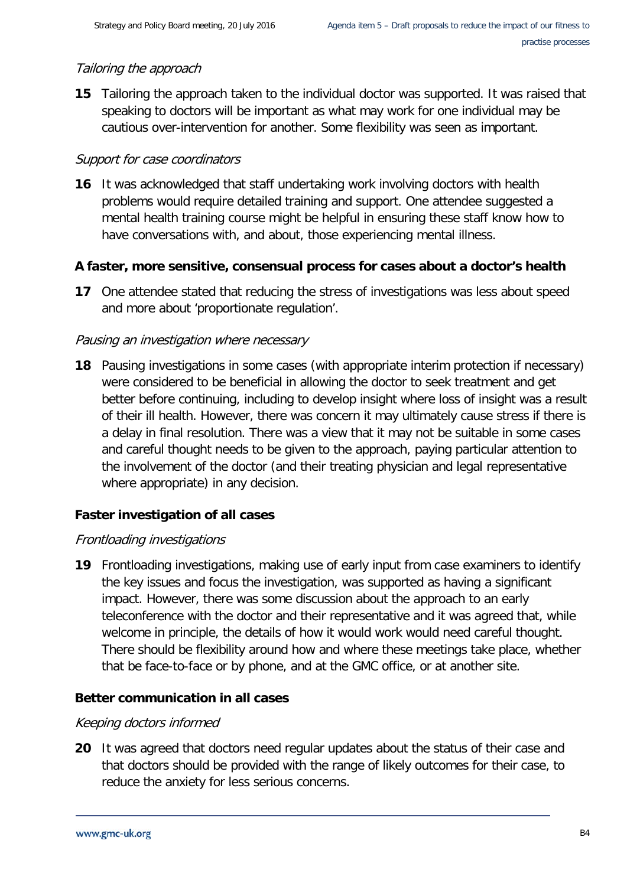*Tailoring the approach*

**15** Tailoring the approach taken to the individual doctor was supported. It was raised that speaking to doctors will be important as what may work for one individual may be cautious over-intervention for another. Some flexibility was seen as important.

*Support for case coordinators*

**16** It was acknowledged that staff undertaking work involving doctors with health problems would require detailed training and support. One attendee suggested a mental health training course might be helpful in ensuring these staff know how to have conversations with, and about, those experiencing mental illness.

### A faster, more sensitive, consensual process for cases about a doctor's health

**17** One attendee stated that reducing the stress of investigations was less about speed and more about 'proportionate regulation'.

*Pausing an investigation where necessary*

**18** Pausing investigations in some cases (with appropriate interim protection if necessary) were considered to be beneficial in allowing the doctor to seek treatment and get better before continuing, including to develop insight where loss of insight was a result of their ill health. However, there was concern it may ultimately cause stress if there is a delay in final resolution. There was a view that it may not be suitable in some cases and careful thought needs to be given to the approach, paying particular attention to the involvement of the doctor (and their treating physician and legal representative where appropriate) in any decision.

### Faster investigation of all cases

*Frontloading investigations*

**19** Frontloading investigations, making use of early input from case examiners to identify the key issues and focus the investigation, was supported as having a significant impact. However, there was some discussion about the approach to an early teleconference with the doctor and their representative and it was agreed that, while welcome in principle, the details of how it would work would need careful thought. There should be flexibility around how and where these meetings take place, whether that be face-to-face or by phone, and at the GMC office, or at another site.

### Better communication in all cases

*Keeping doctors informed*

**20** It was agreed that doctors need regular updates about the status of their case and that doctors should be provided with the range of likely outcomes for their case, to reduce the anxiety for less serious concerns.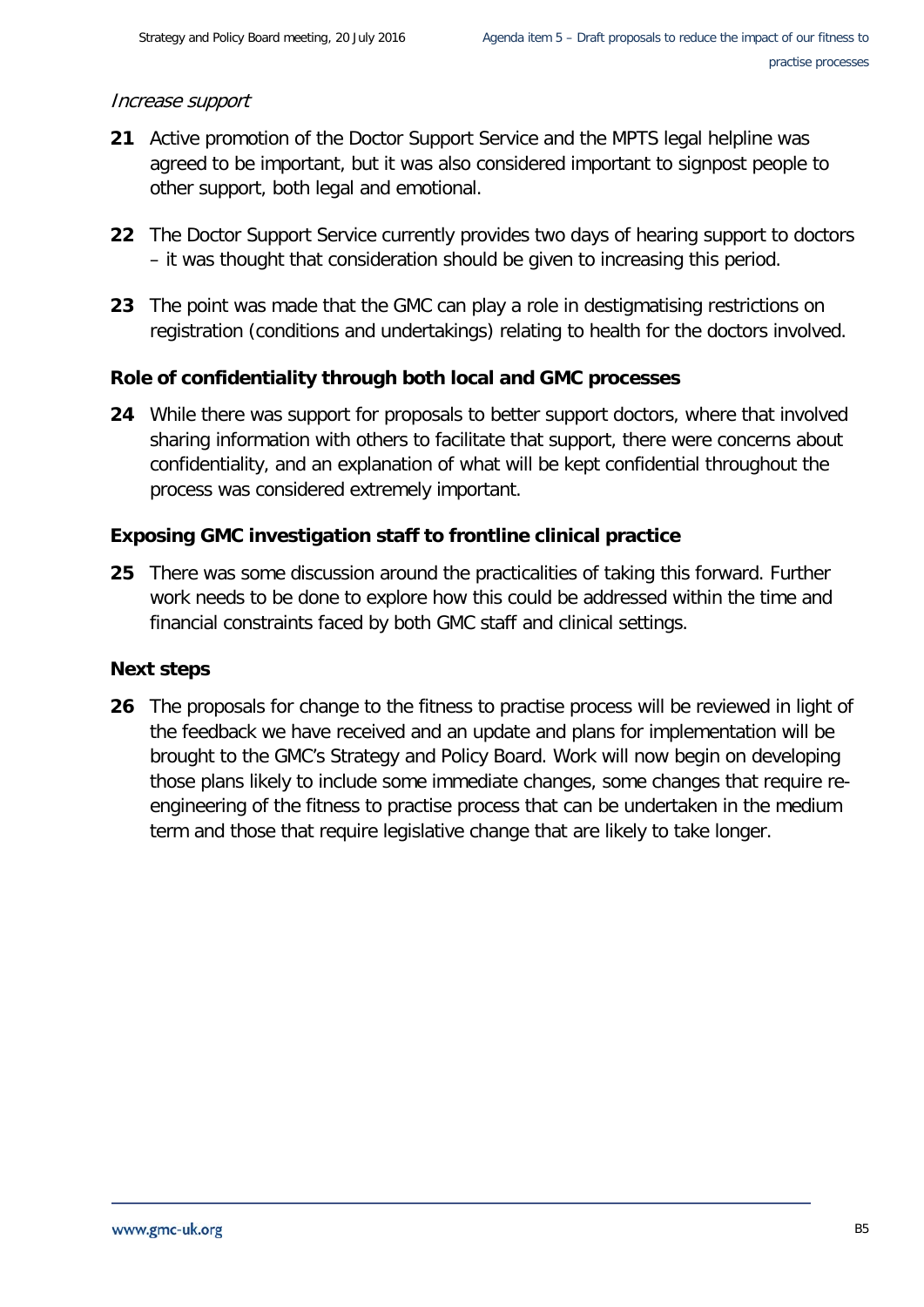*Increase support*

**21** Active promotion of the Doctor Support Service and the MPTS legal helpline was agreed to be important, but it was also considered important to signpost people to other support, both legal and emotional.

**22** The Doctor Support Service currently provides two days of hearing support to doctors – it was thought that consideration should be given to increasing this period.

**23** The point was made that the GMC can play a role in destigmatising restrictions on registration (conditions and undertakings) relating to health for the doctors involved.

## Role of confidentiality through both local and GMC processes

**24** While there was support for proposals to better support doctors, where that involved sharing information with others to facilitate that support, there were concerns about confidentiality, and an explanation of what will be kept confidential throughout the process was considered extremely important.

## Exposing GMC investigation staff to frontline clinical practice

**25** There was some discussion around the practicalities of taking this forward. Further work needs to be done to explore how this could be addressed within the time and financial constraints faced by both GMC staff and clinical settings.

## Next steps

**26** The proposals for change to the fitness to practise process will be reviewed in light of the feedback we have received and an update and plans for implementation will be brought to the GMC's Strategy and Policy Board. Work will now begin on developing those plans likely to include some immediate changes, some changes that require re-engineering of the fitness to practise process that can be undertaken in the medium term and those that require legislative change that are likely to take longer.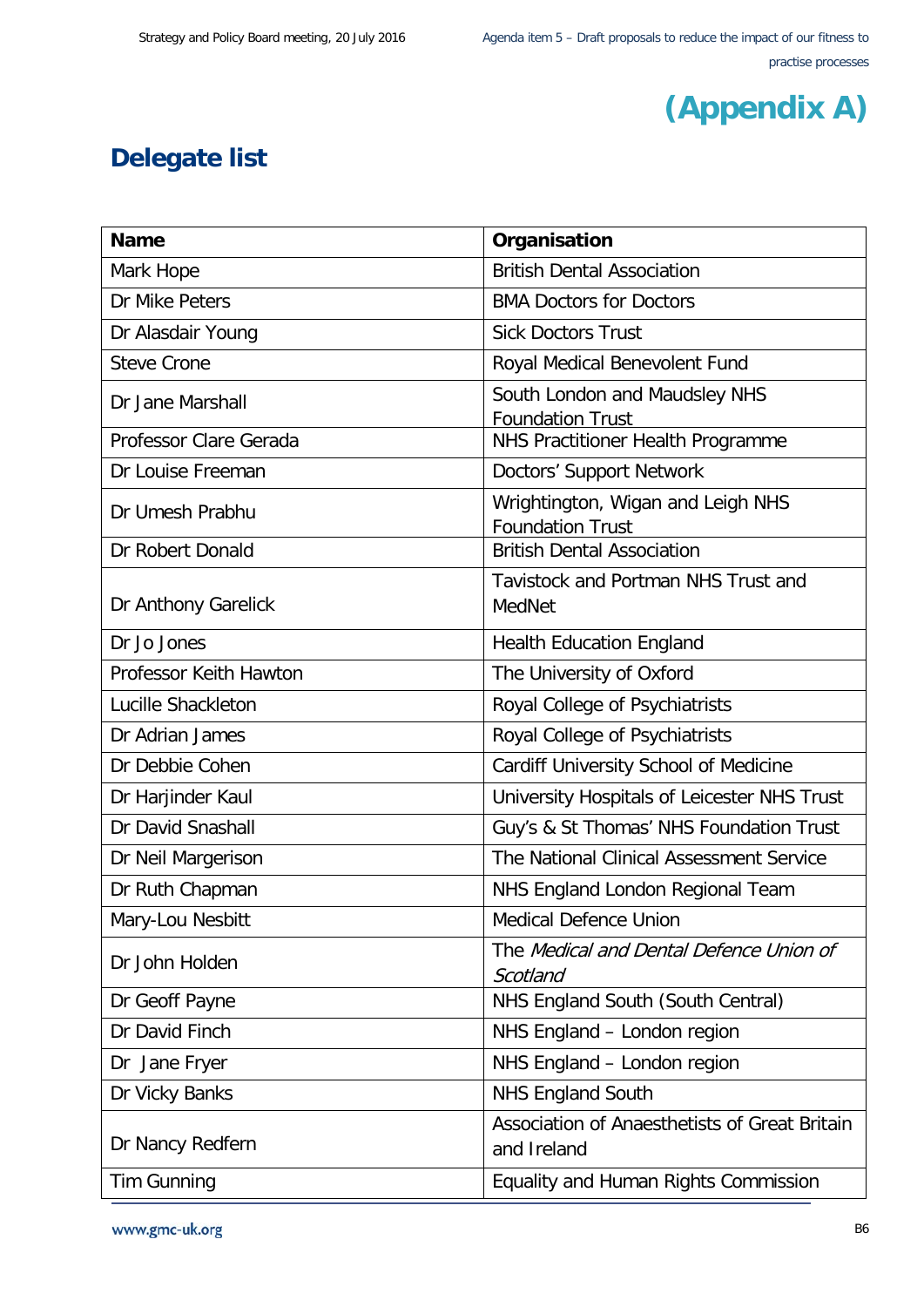# (Appendix A)

## Delegate list

| Name | Organisation |
|---|---|
| Mark Hope | British Dental Association |
| Dr Mike Peters | BMA Doctors for Doctors |
| Dr Alasdair Young | Sick Doctors Trust |
| Steve Crone | Royal Medical Benevolent Fund |
| Dr Jane Marshall | South London and Maudsley NHS Foundation Trust |
| Professor Clare Gerada | NHS Practitioner Health Programme |
| Dr Louise Freeman | Doctors' Support Network |
| Dr Umesh Prabhu | Wrightington, Wigan and Leigh NHS Foundation Trust |
| Dr Robert Donald | British Dental Association |
| Dr Anthony Garelick | Tavistock and Portman NHS Trust and MedNet |
| Dr Jo Jones | Health Education England |
| Professor Keith Hawton | The University of Oxford |
| Lucille Shackleton | Royal College of Psychiatrists |
| Dr Adrian James | Royal College of Psychiatrists |
| Dr Debbie Cohen | Cardiff University School of Medicine |
| Dr Harjinder Kaul | University Hospitals of Leicester NHS Trust |
| Dr David Snashall | Guy's & St Thomas' NHS Foundation Trust |
| Dr Neil Margerison | The National Clinical Assessment Service |
| Dr Ruth Chapman | NHS England London Regional Team |
| Mary-Lou Nesbitt | Medical Defence Union |
| Dr John Holden | The *Medical and Dental Defence Union of Scotland* |
| Dr Geoff Payne | NHS England South (South Central) |
| Dr David Finch | NHS England – London region |
| Dr Jane Fryer | NHS England – London region |
| Dr Vicky Banks | NHS England South |
| Dr Nancy Redfern | Association of Anaesthetists of Great Britain and Ireland |
| Tim Gunning | Equality and Human Rights Commission |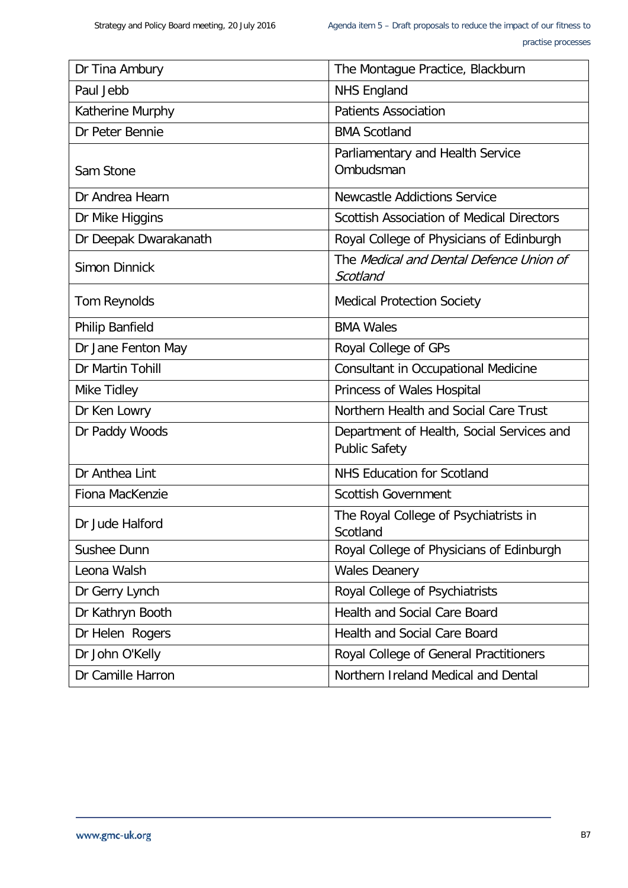| | |
|---|---|
| Dr Tina Ambury | The Montague Practice, Blackburn |
| Paul Jebb | NHS England |
| Katherine Murphy | Patients Association |
| Dr Peter Bennie | BMA Scotland |
| Sam Stone | Parliamentary and Health Service Ombudsman |
| Dr Andrea Hearn | Newcastle Addictions Service |
| Dr Mike Higgins | Scottish Association of Medical Directors |
| Dr Deepak Dwarakanath | Royal College of Physicians of Edinburgh |
| Simon Dinnick | The *Medical and Dental Defence Union of Scotland* |
| Tom Reynolds | Medical Protection Society |
| Philip Banfield | BMA Wales |
| Dr Jane Fenton May | Royal College of GPs |
| Dr Martin Tohill | Consultant in Occupational Medicine |
| Mike Tidley | Princess of Wales Hospital |
| Dr Ken Lowry | Northern Health and Social Care Trust |
| Dr Paddy Woods | Department of Health, Social Services and Public Safety |
| Dr Anthea Lint | NHS Education for Scotland |
| Fiona MacKenzie | Scottish Government |
| Dr Jude Halford | The Royal College of Psychiatrists in Scotland |
| Sushee Dunn | Royal College of Physicians of Edinburgh |
| Leona Walsh | Wales Deanery |
| Dr Gerry Lynch | Royal College of Psychiatrists |
| Dr Kathryn Booth | Health and Social Care Board |
| Dr Helen Rogers | Health and Social Care Board |
| Dr John O'Kelly | Royal College of General Practitioners |
| Dr Camille Harron | Northern Ireland Medical and Dental |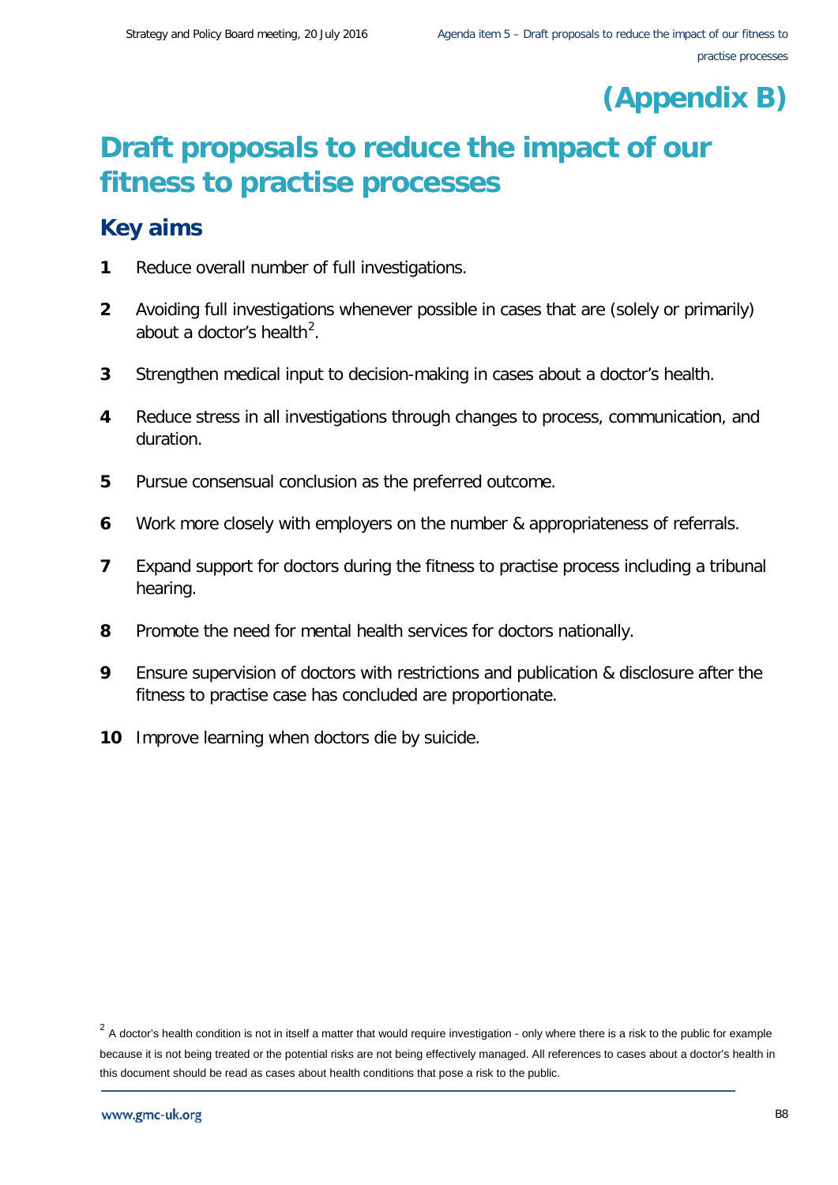# (Appendix B)

# Draft proposals to reduce the impact of our fitness to practise processes

## Key aims

1. Reduce overall number of full investigations.
2. Avoiding full investigations whenever possible in cases that are (solely or primarily) about a doctor's health[2].
3. Strengthen medical input to decision-making in cases about a doctor's health.
4. Reduce stress in all investigations through changes to process, communication, and duration.
5. Pursue consensual conclusion as the preferred outcome.
6. Work more closely with employers on the number & appropriateness of referrals.
7. Expand support for doctors during the fitness to practise process including a tribunal hearing.
8. Promote the need for mental health services for doctors nationally.
9. Ensure supervision of doctors with restrictions and publication & disclosure after the fitness to practise case has concluded are proportionate.
10. Improve learning when doctors die by suicide.

[2] A doctor's health condition is not in itself a matter that would require investigation - only where there is a risk to the public for example because it is not being treated or the potential risks are not being effectively managed. All references to cases about a doctor's health in this document should be read as cases about health conditions that pose a risk to the public.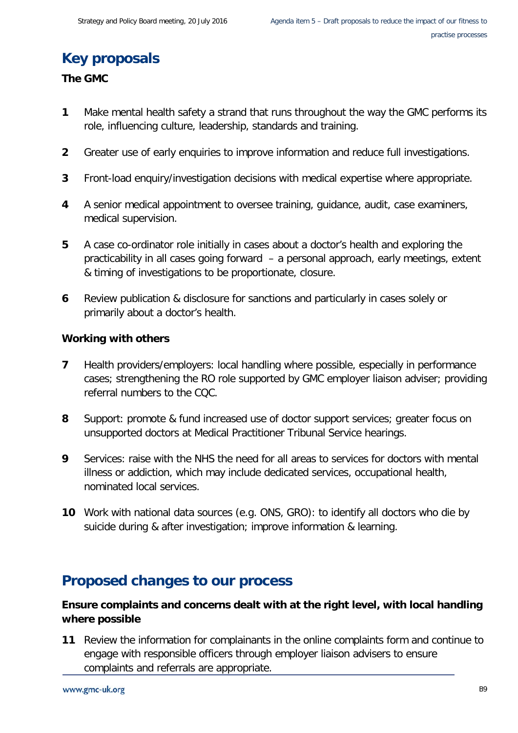## Key proposals

**The GMC**

1. Make mental health safety a strand that runs throughout the way the GMC performs its role, influencing culture, leadership, standards and training.
2. Greater use of early enquiries to improve information and reduce full investigations.
3. Front-load enquiry/investigation decisions with medical expertise where appropriate.
4. A senior medical appointment to oversee training, guidance, audit, case examiners, medical supervision.
5. A case co-ordinator role initially in cases about a doctor's health and exploring the practicability in all cases going forward – a personal approach, early meetings, extent & timing of investigations to be proportionate, closure.
6. Review publication & disclosure for sanctions and particularly in cases solely or primarily about a doctor's health.

**Working with others**

7. Health providers/employers: local handling where possible, especially in performance cases; strengthening the RO role supported by GMC employer liaison adviser; providing referral numbers to the CQC.
8. Support: promote & fund increased use of doctor support services; greater focus on unsupported doctors at Medical Practitioner Tribunal Service hearings.
9. Services: raise with the NHS the need for all areas to services for doctors with mental illness or addiction, which may include dedicated services, occupational health, nominated local services.
10. Work with national data sources (e.g. ONS, GRO): to identify all doctors who die by suicide during & after investigation; improve information & learning.

## Proposed changes to our process

**Ensure complaints and concerns dealt with at the right level, with local handling where possible**

11. Review the information for complainants in the online complaints form and continue to engage with responsible officers through employer liaison advisers to ensure complaints and referrals are appropriate.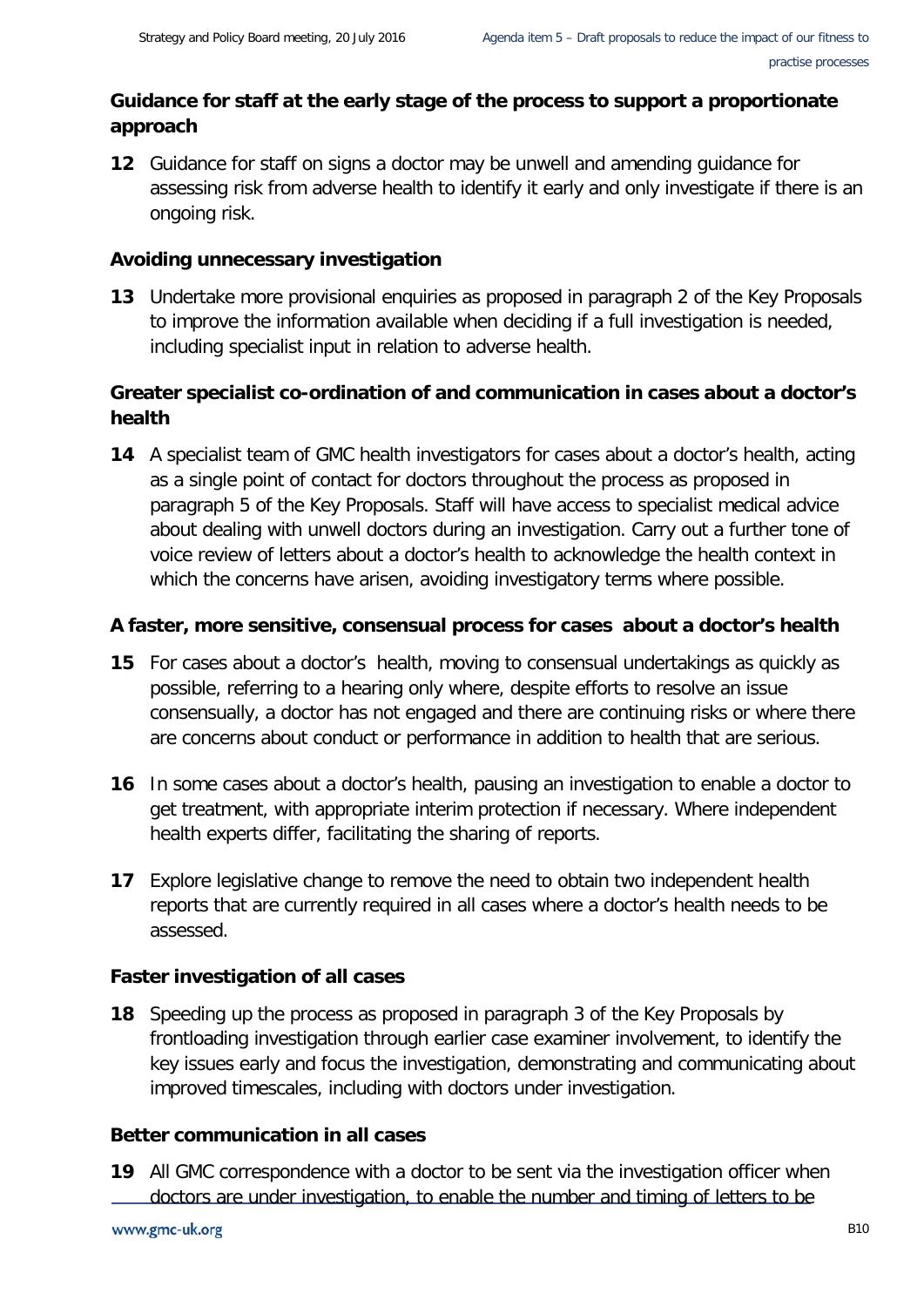**Guidance for staff at the early stage of the process to support a proportionate approach**

**12** Guidance for staff on signs a doctor may be unwell and amending guidance for assessing risk from adverse health to identify it early and only investigate if there is an ongoing risk.

**Avoiding unnecessary investigation**

**13** Undertake more provisional enquiries as proposed in paragraph 2 of the Key Proposals to improve the information available when deciding if a full investigation is needed, including specialist input in relation to adverse health.

**Greater specialist co-ordination of and communication in cases about a doctor's health**

**14** A specialist team of GMC health investigators for cases about a doctor's health, acting as a single point of contact for doctors throughout the process as proposed in paragraph 5 of the Key Proposals. Staff will have access to specialist medical advice about dealing with unwell doctors during an investigation. Carry out a further tone of voice review of letters about a doctor's health to acknowledge the health context in which the concerns have arisen, avoiding investigatory terms where possible.

**A faster, more sensitive, consensual process for cases about a doctor's health**

**15** For cases about a doctor's health, moving to consensual undertakings as quickly as possible, referring to a hearing only where, despite efforts to resolve an issue consensually, a doctor has not engaged and there are continuing risks or where there are concerns about conduct or performance in addition to health that are serious.

**16** In some cases about a doctor's health, pausing an investigation to enable a doctor to get treatment, with appropriate interim protection if necessary. Where independent health experts differ, facilitating the sharing of reports.

**17** Explore legislative change to remove the need to obtain two independent health reports that are currently required in all cases where a doctor's health needs to be assessed.

**Faster investigation of all cases**

**18** Speeding up the process as proposed in paragraph 3 of the Key Proposals by frontloading investigation through earlier case examiner involvement, to identify the key issues early and focus the investigation, demonstrating and communicating about improved timescales, including with doctors under investigation.

**Better communication in all cases**

**19** All GMC correspondence with a doctor to be sent via the investigation officer when doctors are under investigation, to enable the number and timing of letters to be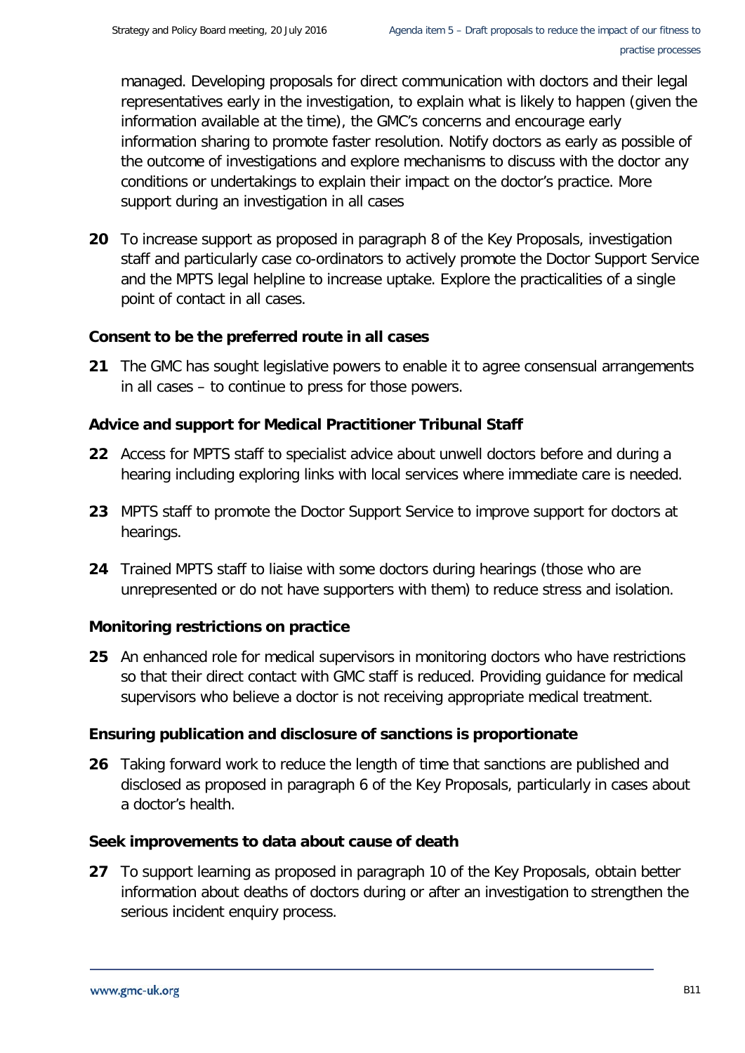managed. Developing proposals for direct communication with doctors and their legal representatives early in the investigation, to explain what is likely to happen (given the information available at the time), the GMC's concerns and encourage early information sharing to promote faster resolution. Notify doctors as early as possible of the outcome of investigations and explore mechanisms to discuss with the doctor any conditions or undertakings to explain their impact on the doctor's practice. More support during an investigation in all cases

**20** To increase support as proposed in paragraph 8 of the Key Proposals, investigation staff and particularly case co-ordinators to actively promote the Doctor Support Service and the MPTS legal helpline to increase uptake. Explore the practicalities of a single point of contact in all cases.

**Consent to be the preferred route in all cases**

**21** The GMC has sought legislative powers to enable it to agree consensual arrangements in all cases – to continue to press for those powers.

**Advice and support for Medical Practitioner Tribunal Staff**

**22** Access for MPTS staff to specialist advice about unwell doctors before and during a hearing including exploring links with local services where immediate care is needed.

**23** MPTS staff to promote the Doctor Support Service to improve support for doctors at hearings.

**24** Trained MPTS staff to liaise with some doctors during hearings (those who are unrepresented or do not have supporters with them) to reduce stress and isolation.

**Monitoring restrictions on practice**

**25** An enhanced role for medical supervisors in monitoring doctors who have restrictions so that their direct contact with GMC staff is reduced. Providing guidance for medical supervisors who believe a doctor is not receiving appropriate medical treatment.

**Ensuring publication and disclosure of sanctions is proportionate**

**26** Taking forward work to reduce the length of time that sanctions are published and disclosed as proposed in paragraph 6 of the Key Proposals, particularly in cases about a doctor's health.

**Seek improvements to data about cause of death**

**27** To support learning as proposed in paragraph 10 of the Key Proposals, obtain better information about deaths of doctors during or after an investigation to strengthen the serious incident enquiry process.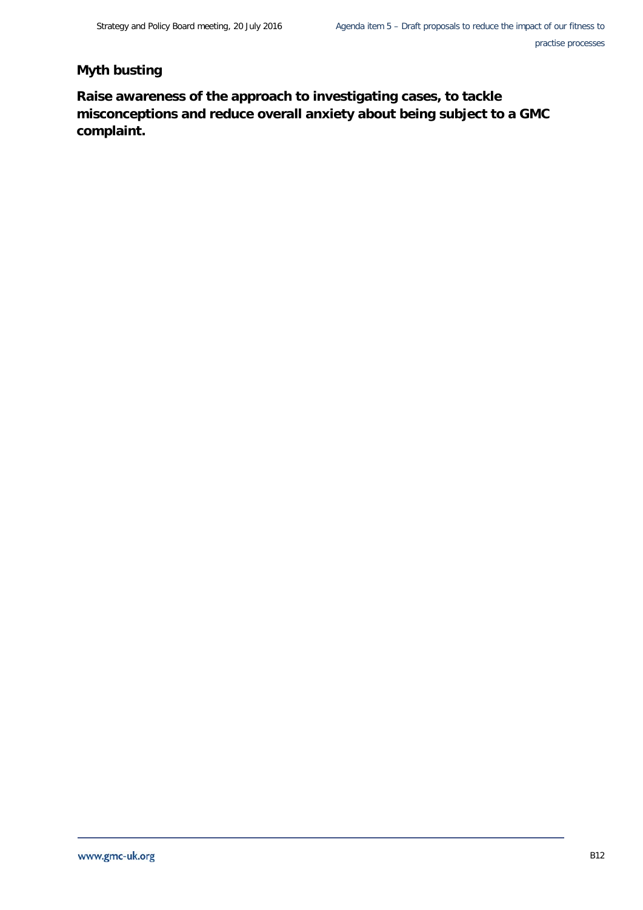## Myth busting

**Raise awareness of the approach to investigating cases, to tackle misconceptions and reduce overall anxiety about being subject to a GMC complaint.**